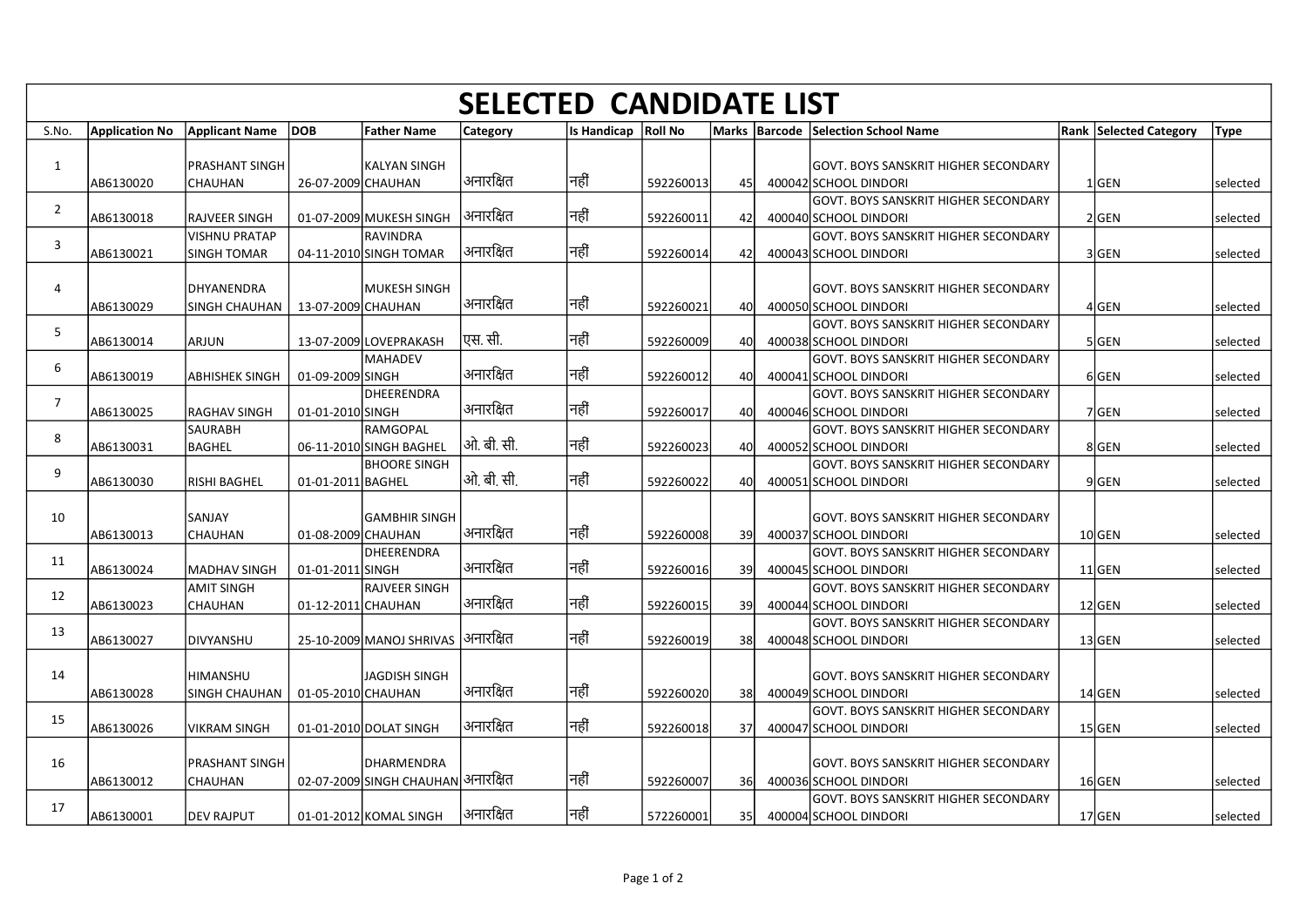# SELECTED CANDIDATE LIST

| S.No. | Application No | Applicant Name | DOB | Father Name | Category | Is Handicap | Roll No | Marks | Barcode | Selection School Name | Rank | Selected Category | Type |
|---|---|---|---|---|---|---|---|---|---|---|---|---|---|
| 1 | AB6130020 | PRASHANT SINGH CHAUHAN | 26-07-2009 | KALYAN SINGH CHAUHAN | अनारक्षित | नहीं | 592260013 | 45 | 400042 | GOVT. BOYS SANSKRIT HIGHER SECONDARY SCHOOL DINDORI | 1 | GEN | selected |
| 2 | AB6130018 | RAJVEER SINGH | 01-07-2009 | MUKESH SINGH | अनारक्षित | नहीं | 592260011 | 42 | 400040 | GOVT. BOYS SANSKRIT HIGHER SECONDARY SCHOOL DINDORI | 2 | GEN | selected |
| 3 | AB6130021 | VISHNU PRATAP SINGH TOMAR | 04-11-2010 | RAVINDRA SINGH TOMAR | अनारक्षित | नहीं | 592260014 | 42 | 400043 | GOVT. BOYS SANSKRIT HIGHER SECONDARY SCHOOL DINDORI | 3 | GEN | selected |
| 4 | AB6130029 | DHYANENDRA SINGH CHAUHAN | 13-07-2009 | MUKESH SINGH CHAUHAN | अनारक्षित | नहीं | 592260021 | 40 | 400050 | GOVT. BOYS SANSKRIT HIGHER SECONDARY SCHOOL DINDORI | 4 | GEN | selected |
| 5 | AB6130014 | ARJUN | 13-07-2009 | LOVEPRAKASH | एस. सी. | नहीं | 592260009 | 40 | 400038 | GOVT. BOYS SANSKRIT HIGHER SECONDARY SCHOOL DINDORI | 5 | GEN | selected |
| 6 | AB6130019 | ABHISHEK SINGH | 01-09-2009 | MAHADEV SINGH | अनारक्षित | नहीं | 592260012 | 40 | 400041 | GOVT. BOYS SANSKRIT HIGHER SECONDARY SCHOOL DINDORI | 6 | GEN | selected |
| 7 | AB6130025 | RAGHAV SINGH | 01-01-2010 | DHEERENDRA SINGH | अनारक्षित | नहीं | 592260017 | 40 | 400046 | GOVT. BOYS SANSKRIT HIGHER SECONDARY SCHOOL DINDORI | 7 | GEN | selected |
| 8 | AB6130031 | SAURABH BAGHEL | 06-11-2010 | RAMGOPAL SINGH BAGHEL | ओ. बी. सी. | नहीं | 592260023 | 40 | 400052 | GOVT. BOYS SANSKRIT HIGHER SECONDARY SCHOOL DINDORI | 8 | GEN | selected |
| 9 | AB6130030 | RISHI BAGHEL | 01-01-2011 | BHOORE SINGH BAGHEL | ओ. बी. सी. | नहीं | 592260022 | 40 | 400051 | GOVT. BOYS SANSKRIT HIGHER SECONDARY SCHOOL DINDORI | 9 | GEN | selected |
| 10 | AB6130013 | SANJAY CHAUHAN | 01-08-2009 | GAMBHIR SINGH CHAUHAN | अनारक्षित | नहीं | 592260008 | 39 | 400037 | GOVT. BOYS SANSKRIT HIGHER SECONDARY SCHOOL DINDORI | 10 | GEN | selected |
| 11 | AB6130024 | MADHAV SINGH | 01-01-2011 | DHEERENDRA SINGH | अनारक्षित | नहीं | 592260016 | 39 | 400045 | GOVT. BOYS SANSKRIT HIGHER SECONDARY SCHOOL DINDORI | 11 | GEN | selected |
| 12 | AB6130023 | AMIT SINGH CHAUHAN | 01-12-2011 | RAJVEER SINGH CHAUHAN | अनारक्षित | नहीं | 592260015 | 39 | 400044 | GOVT. BOYS SANSKRIT HIGHER SECONDARY SCHOOL DINDORI | 12 | GEN | selected |
| 13 | AB6130027 | DIVYANSHU | 25-10-2009 | MANOJ SHRIVAS | अनारक्षित | नहीं | 592260019 | 38 | 400048 | GOVT. BOYS SANSKRIT HIGHER SECONDARY SCHOOL DINDORI | 13 | GEN | selected |
| 14 | AB6130028 | HIMANSHU SINGH CHAUHAN | 01-05-2010 | JAGDISH SINGH CHAUHAN | अनारक्षित | नहीं | 592260020 | 38 | 400049 | GOVT. BOYS SANSKRIT HIGHER SECONDARY SCHOOL DINDORI | 14 | GEN | selected |
| 15 | AB6130026 | VIKRAM SINGH | 01-01-2010 | DOLAT SINGH | अनारक्षित | नहीं | 592260018 | 37 | 400047 | GOVT. BOYS SANSKRIT HIGHER SECONDARY SCHOOL DINDORI | 15 | GEN | selected |
| 16 | AB6130012 | PRASHANT SINGH CHAUHAN | 02-07-2009 | DHARMENDRA SINGH CHAUHAN | अनारक्षित | नहीं | 592260007 | 36 | 400036 | GOVT. BOYS SANSKRIT HIGHER SECONDARY SCHOOL DINDORI | 16 | GEN | selected |
| 17 | AB6130001 | DEV RAJPUT | 01-01-2012 | KOMAL SINGH | अनारक्षित | नहीं | 572260001 | 35 | 400004 | GOVT. BOYS SANSKRIT HIGHER SECONDARY SCHOOL DINDORI | 17 | GEN | selected |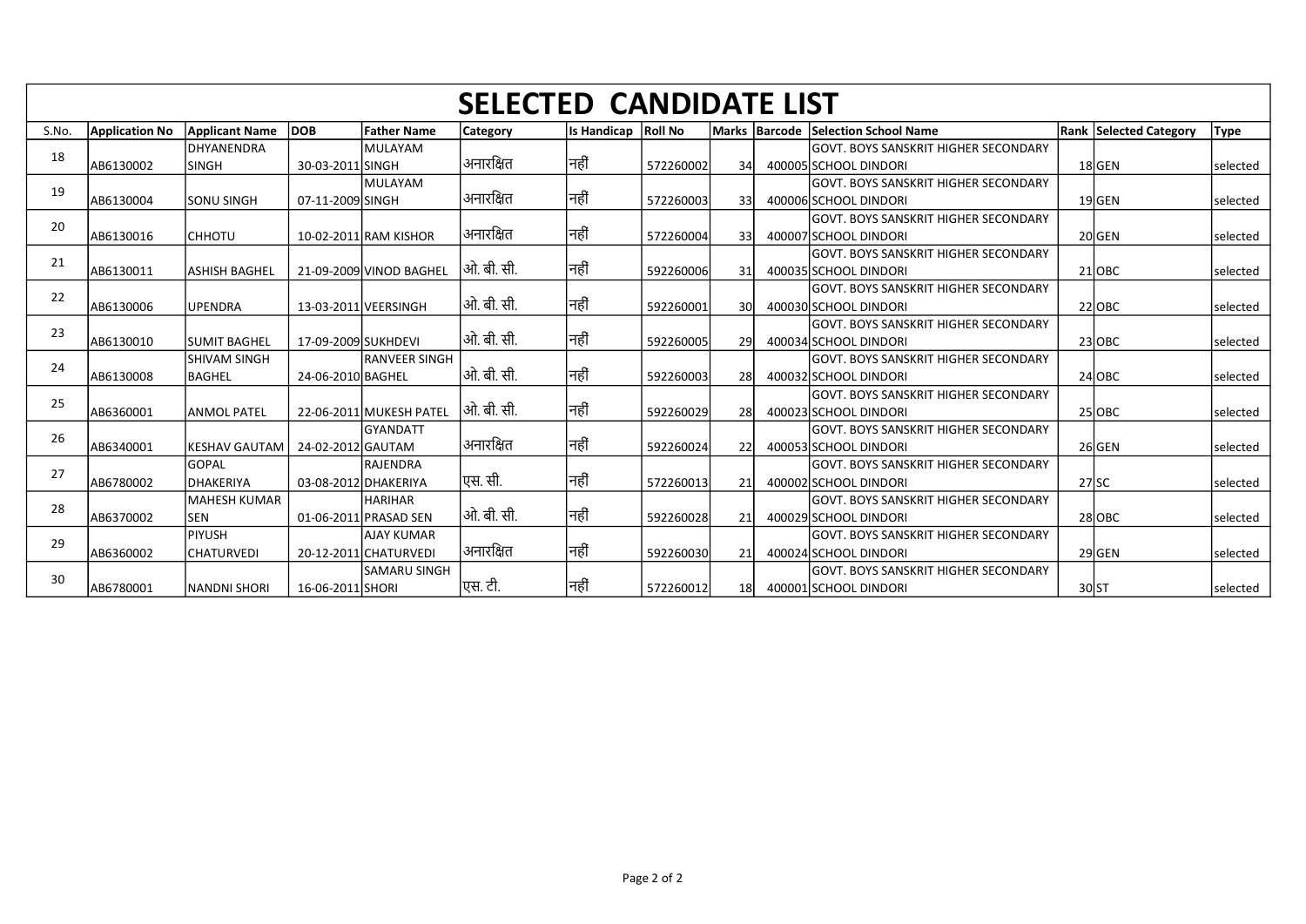# SELECTED CANDIDATE LIST

| S.No. | Application No | Applicant Name | DOB | Father Name | Category | Is Handicap | Roll No | Marks | Barcode | Selection School Name | Rank | Selected Category | Type |
|---|---|---|---|---|---|---|---|---|---|---|---|---|---|
| 18 | AB6130002 | DHYANENDRA SINGH | 30-03-2011 | MULAYAM SINGH | अनारक्षित | नहीं | 572260002 | 34 | 400005 | GOVT. BOYS SANSKRIT HIGHER SECONDARY SCHOOL DINDORI | 18 | GEN | selected |
| 19 | AB6130004 | SONU SINGH | 07-11-2009 | MULAYAM SINGH | अनारक्षित | नहीं | 572260003 | 33 | 400006 | GOVT. BOYS SANSKRIT HIGHER SECONDARY SCHOOL DINDORI | 19 | GEN | selected |
| 20 | AB6130016 | CHHOTU | 10-02-2011 | RAM KISHOR | अनारक्षित | नहीं | 572260004 | 33 | 400007 | GOVT. BOYS SANSKRIT HIGHER SECONDARY SCHOOL DINDORI | 20 | GEN | selected |
| 21 | AB6130011 | ASHISH BAGHEL | 21-09-2009 | VINOD BAGHEL | ओ. बी. सी. | नहीं | 592260006 | 31 | 400035 | GOVT. BOYS SANSKRIT HIGHER SECONDARY SCHOOL DINDORI | 21 | OBC | selected |
| 22 | AB6130006 | UPENDRA | 13-03-2011 | VEERSINGH | ओ. बी. सी. | नहीं | 592260001 | 30 | 400030 | GOVT. BOYS SANSKRIT HIGHER SECONDARY SCHOOL DINDORI | 22 | OBC | selected |
| 23 | AB6130010 | SUMIT BAGHEL | 17-09-2009 | SUKHDEVI | ओ. बी. सी. | नहीं | 592260005 | 29 | 400034 | GOVT. BOYS SANSKRIT HIGHER SECONDARY SCHOOL DINDORI | 23 | OBC | selected |
| 24 | AB6130008 | SHIVAM SINGH BAGHEL | 24-06-2010 | RANVEER SINGH BAGHEL | ओ. बी. सी. | नहीं | 592260003 | 28 | 400032 | GOVT. BOYS SANSKRIT HIGHER SECONDARY SCHOOL DINDORI | 24 | OBC | selected |
| 25 | AB6360001 | ANMOL PATEL | 22-06-2011 | MUKESH PATEL | ओ. बी. सी. | नहीं | 592260029 | 28 | 400023 | GOVT. BOYS SANSKRIT HIGHER SECONDARY SCHOOL DINDORI | 25 | OBC | selected |
| 26 | AB6340001 | KESHAV GAUTAM | 24-02-2012 | GYANDATT GAUTAM | अनारक्षित | नहीं | 592260024 | 22 | 400053 | GOVT. BOYS SANSKRIT HIGHER SECONDARY SCHOOL DINDORI | 26 | GEN | selected |
| 27 | AB6780002 | GOPAL DHAKERIYA | 03-08-2012 | RAJENDRA DHAKERIYA | एस. सी. | नहीं | 572260013 | 21 | 400002 | GOVT. BOYS SANSKRIT HIGHER SECONDARY SCHOOL DINDORI | 27 | SC | selected |
| 28 | AB6370002 | MAHESH KUMAR SEN | 01-06-2011 | HARIHAR PRASAD SEN | ओ. बी. सी. | नहीं | 592260028 | 21 | 400029 | GOVT. BOYS SANSKRIT HIGHER SECONDARY SCHOOL DINDORI | 28 | OBC | selected |
| 29 | AB6360002 | PIYUSH CHATURVEDI | 20-12-2011 | AJAY KUMAR CHATURVEDI | अनारक्षित | नहीं | 592260030 | 21 | 400024 | GOVT. BOYS SANSKRIT HIGHER SECONDARY SCHOOL DINDORI | 29 | GEN | selected |
| 30 | AB6780001 | NANDNI SHORI | 16-06-2011 | SAMARU SINGH SHORI | एस. टी. | नहीं | 572260012 | 18 | 400001 | GOVT. BOYS SANSKRIT HIGHER SECONDARY SCHOOL DINDORI | 30 | ST | selected |